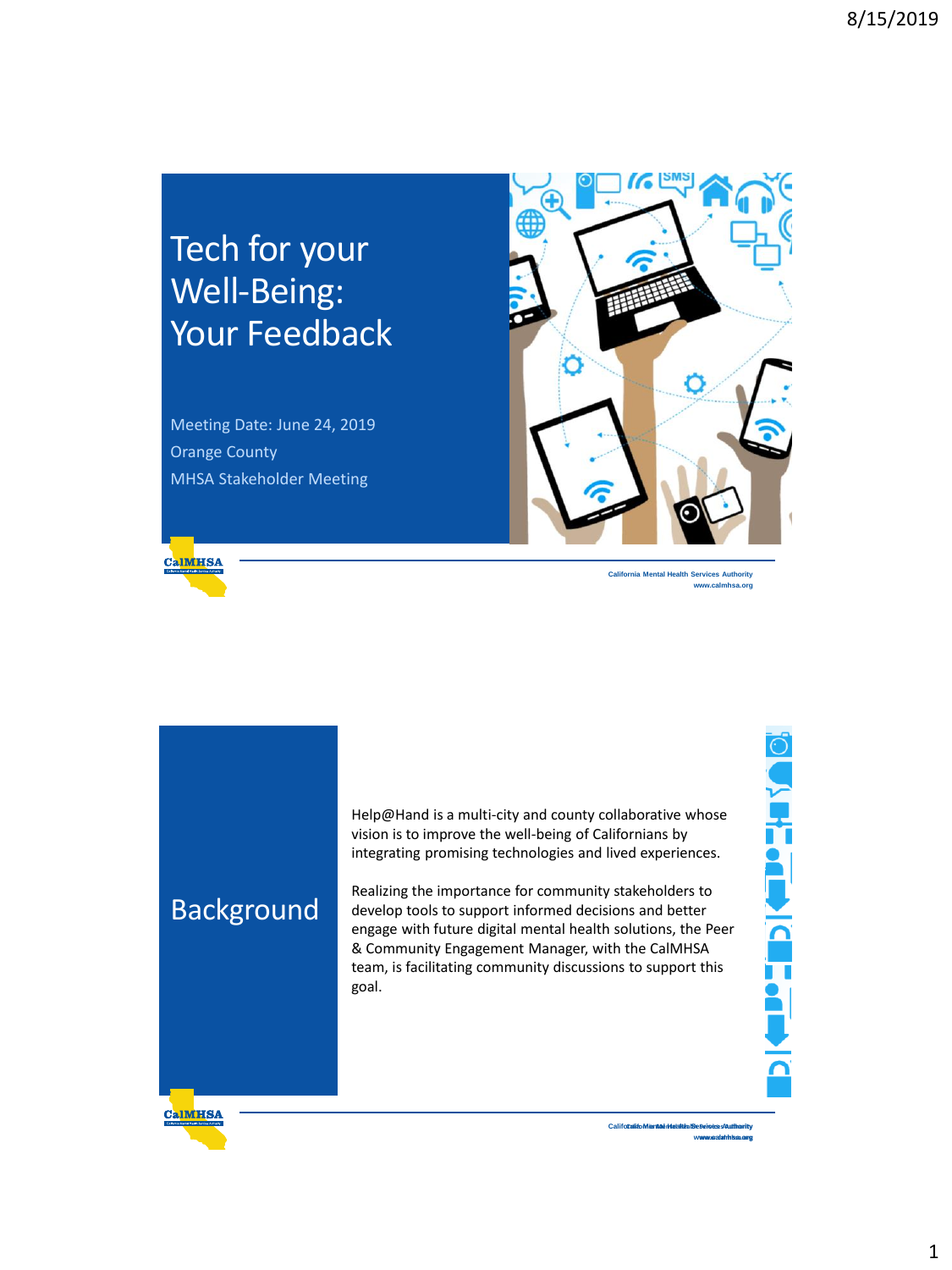# Tech for your Well-Being: Your Feedback

Meeting Date: June 24, 2019

Orange County

MHSA Stakeholder Meeting

California Mental Health Services Authority
www.calmhsa.org

## Background

Help@Hand is a multi-city and county collaborative whose vision is to improve the well-being of Californians by integrating promising technologies and lived experiences.

Realizing the importance for community stakeholders to develop tools to support informed decisions and better engage with future digital mental health solutions, the Peer & Community Engagement Manager, with the CalMHSA team, is facilitating community discussions to support this goal.

California Mental Health Services Authority
www.calmhsa.org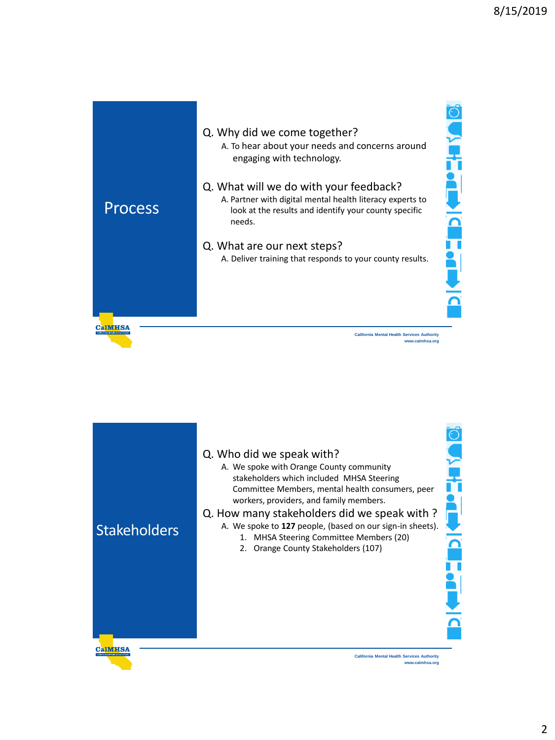## Process

Q. Why did we come together?

A. To hear about your needs and concerns around engaging with technology.

Q. What will we do with your feedback?

A. Partner with digital mental health literacy experts to look at the results and identify your county specific needs.

Q. What are our next steps?

A. Deliver training that responds to your county results.

## Stakeholders

Q. Who did we speak with?

A. We spoke with Orange County community stakeholders which included MHSA Steering Committee Members, mental health consumers, peer workers, providers, and family members.

Q. How many stakeholders did we speak with ?

A. We spoke to **127** people, (based on our sign-in sheets).

1. MHSA Steering Committee Members (20)
2. Orange County Stakeholders (107)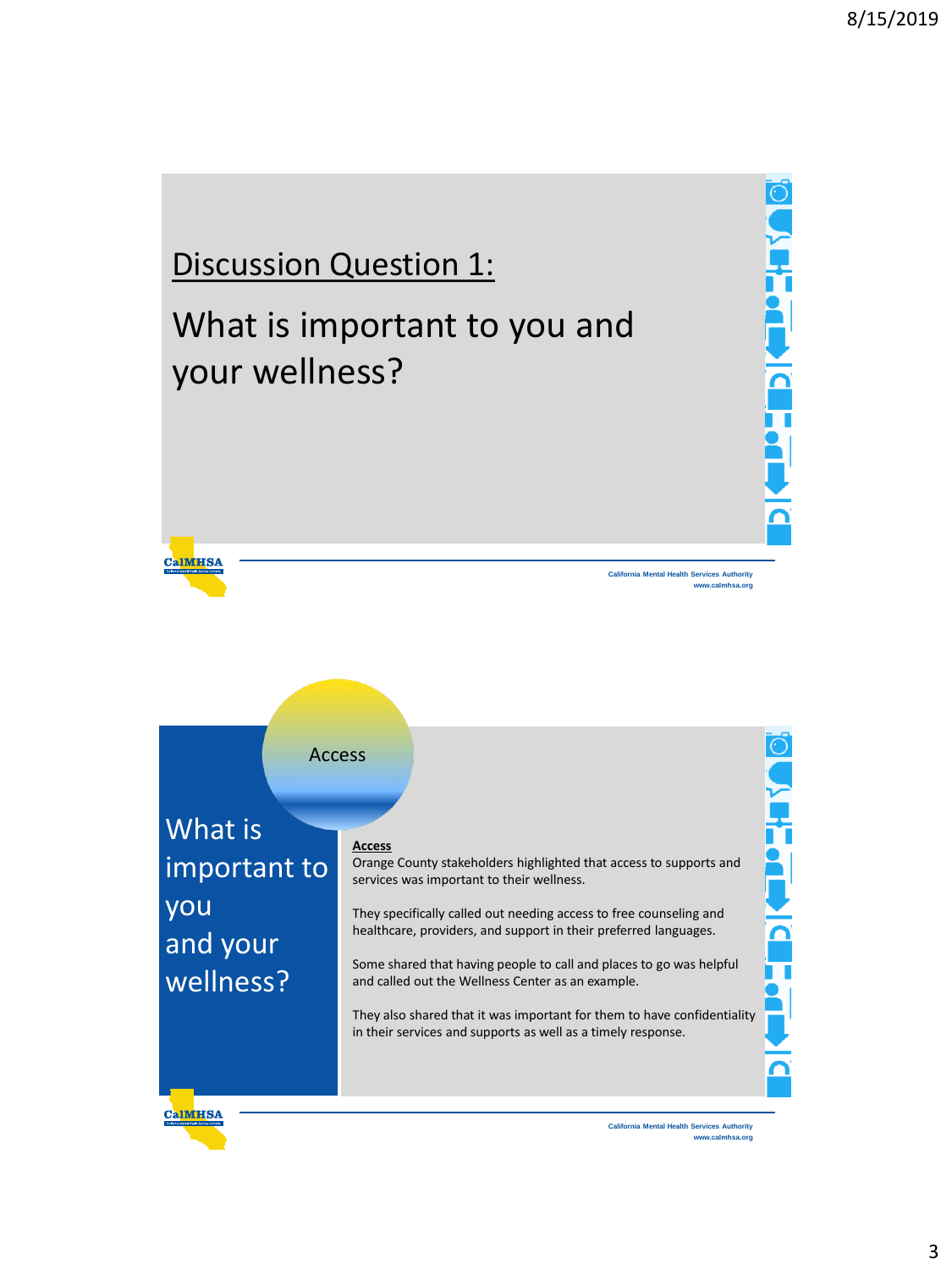## Discussion Question 1:

# What is important to you and your wellness?

CalMHSA

California Mental Health Services Authority
www.calmhsa.org

---

Access

## What is important to you and your wellness?

**Access**

Orange County stakeholders highlighted that access to supports and services was important to their wellness.

They specifically called out needing access to free counseling and healthcare, providers, and support in their preferred languages.

Some shared that having people to call and places to go was helpful and called out the Wellness Center as an example.

They also shared that it was important for them to have confidentiality in their services and supports as well as a timely response.

CalMHSA

California Mental Health Services Authority
www.calmhsa.org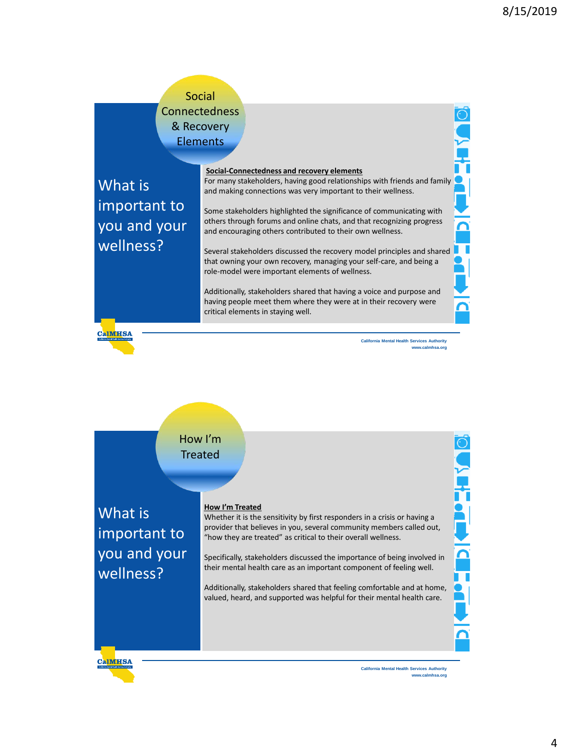## Social Connectedness & Recovery Elements

### What is important to you and your wellness?

**Social-Connectedness and recovery elements**

For many stakeholders, having good relationships with friends and family and making connections was very important to their wellness.

Some stakeholders highlighted the significance of communicating with others through forums and online chats, and that recognizing progress and encouraging others contributed to their own wellness.

Several stakeholders discussed the recovery model principles and shared that owning your own recovery, managing your self-care, and being a role-model were important elements of wellness.

Additionally, stakeholders shared that having a voice and purpose and having people meet them where they were at in their recovery were critical elements in staying well.

California Mental Health Services Authority
www.calmhsa.org

## How I'm Treated

### What is important to you and your wellness?

**How I'm Treated**

Whether it is the sensitivity by first responders in a crisis or having a provider that believes in you, several community members called out, "how they are treated" as critical to their overall wellness.

Specifically, stakeholders discussed the importance of being involved in their mental health care as an important component of feeling well.

Additionally, stakeholders shared that feeling comfortable and at home, valued, heard, and supported was helpful for their mental health care.

California Mental Health Services Authority
www.calmhsa.org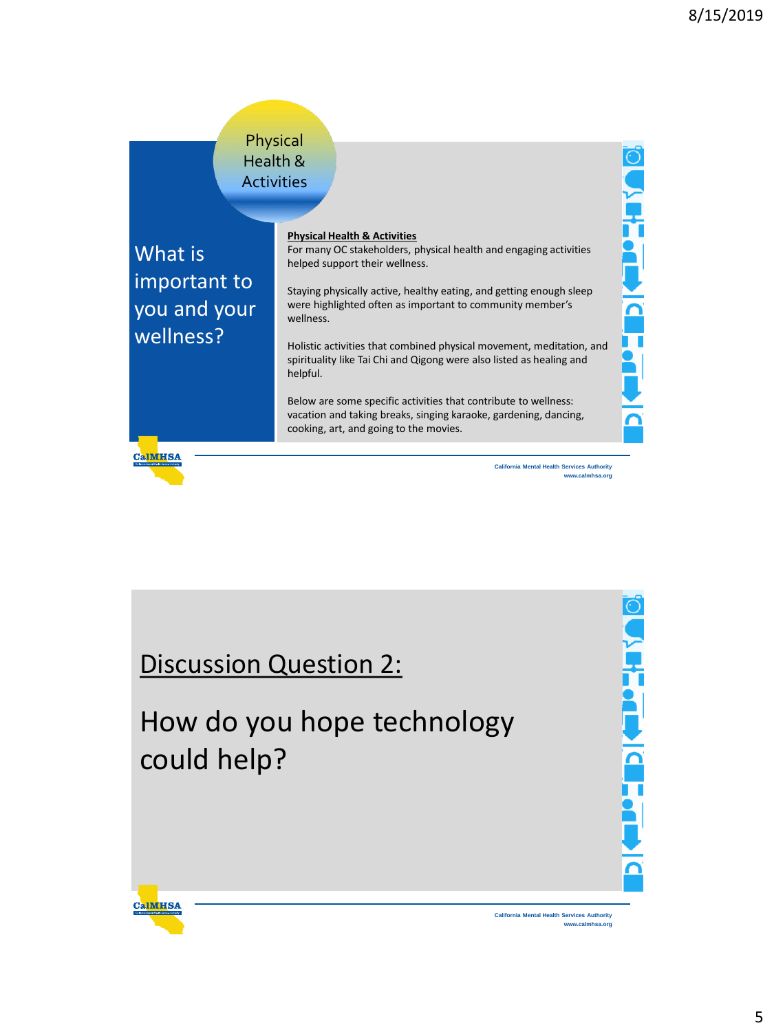## Physical Health & Activities

## What is important to you and your wellness?

**Physical Health & Activities**

For many OC stakeholders, physical health and engaging activities helped support their wellness.

Staying physically active, healthy eating, and getting enough sleep were highlighted often as important to community member's wellness.

Holistic activities that combined physical movement, meditation, and spirituality like Tai Chi and Qigong were also listed as healing and helpful.

Below are some specific activities that contribute to wellness: vacation and taking breaks, singing karaoke, gardening, dancing, cooking, art, and going to the movies.

CalMHSA

California Mental Health Services Authority
www.calmhsa.org

## Discussion Question 2:

How do you hope technology could help?

CalMHSA

California Mental Health Services Authority
www.calmhsa.org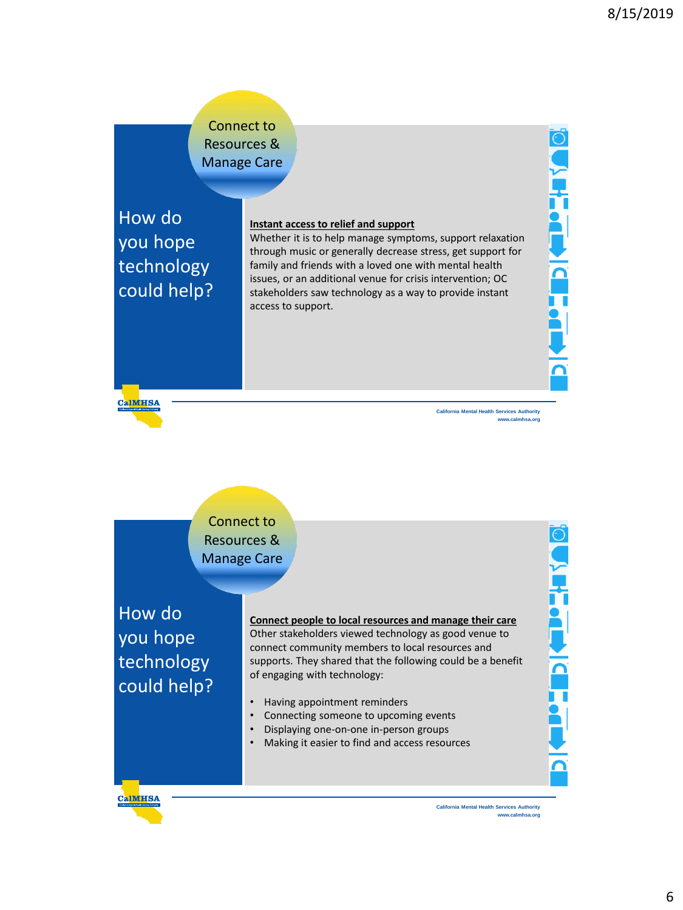## Connect to Resources & Manage Care

### How do you hope technology could help?

**Instant access to relief and support**

Whether it is to help manage symptoms, support relaxation through music or generally decrease stress, get support for family and friends with a loved one with mental health issues, or an additional venue for crisis intervention; OC stakeholders saw technology as a way to provide instant access to support.

CalMHSA

California Mental Health Services Authority
www.calmhsa.org

## Connect to Resources & Manage Care

### How do you hope technology could help?

**Connect people to local resources and manage their care**

Other stakeholders viewed technology as good venue to connect community members to local resources and supports. They shared that the following could be a benefit of engaging with technology:

- Having appointment reminders
- Connecting someone to upcoming events
- Displaying one-on-one in-person groups
- Making it easier to find and access resources

CalMHSA

California Mental Health Services Authority
www.calmhsa.org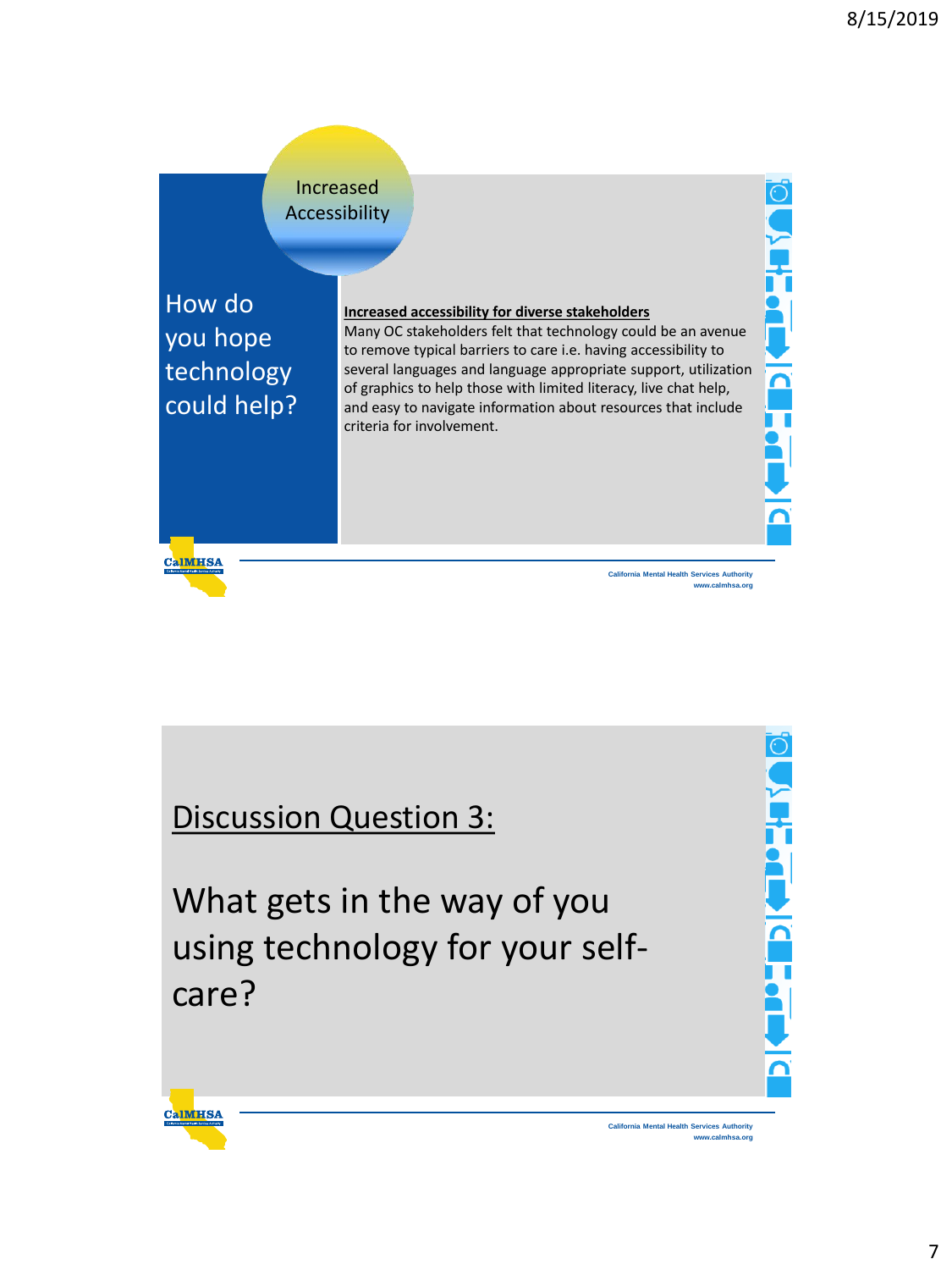## Increased Accessibility

How do you hope technology could help?

**Increased accessibility for diverse stakeholders**

Many OC stakeholders felt that technology could be an avenue to remove typical barriers to care i.e. having accessibility to several languages and language appropriate support, utilization of graphics to help those with limited literacy, live chat help, and easy to navigate information about resources that include criteria for involvement.

CalMHSA

California Mental Health Services Authority
www.calmhsa.org

---

## Discussion Question 3:

What gets in the way of you using technology for your self-care?

CalMHSA

California Mental Health Services Authority
www.calmhsa.org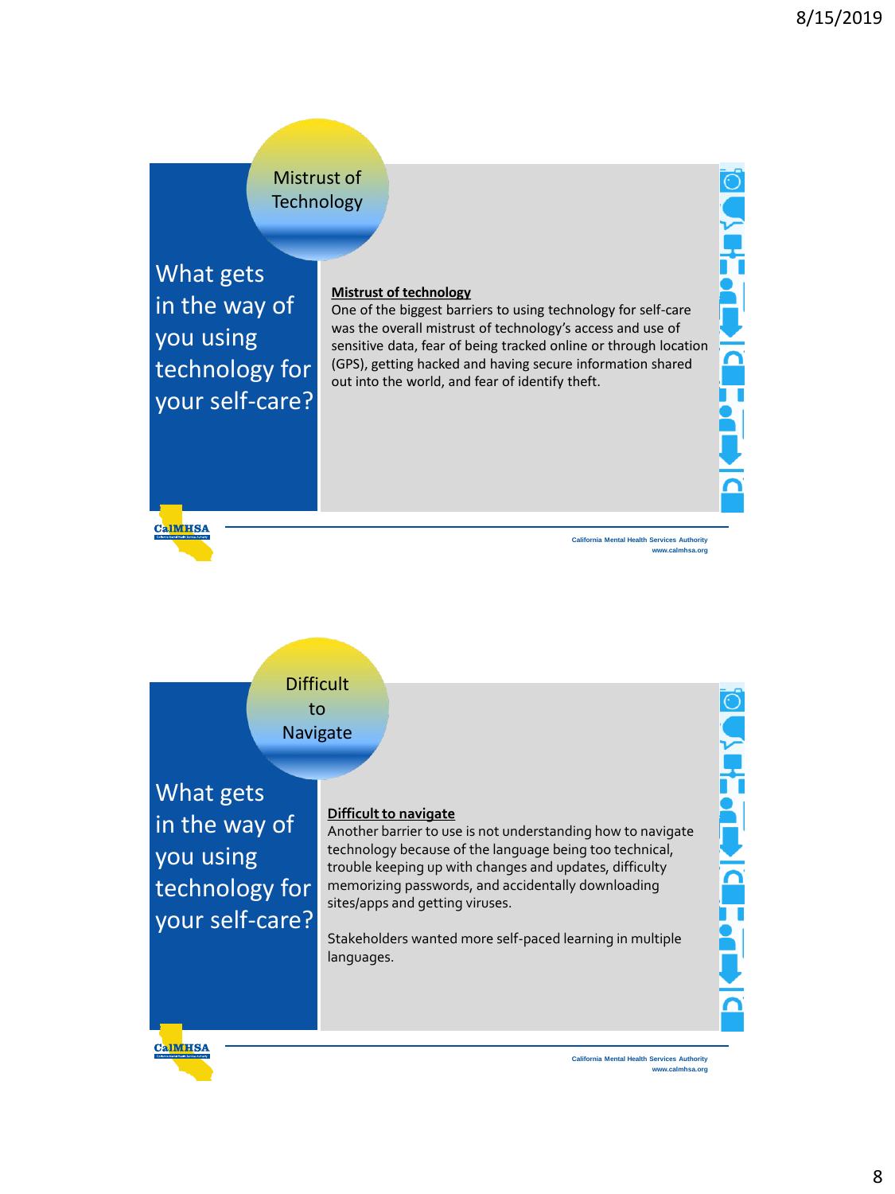## Mistrust of Technology

### What gets in the way of you using technology for your self-care?

**Mistrust of technology**

One of the biggest barriers to using technology for self-care was the overall mistrust of technology's access and use of sensitive data, fear of being tracked online or through location (GPS), getting hacked and having secure information shared out into the world, and fear of identify theft.

CalMHSA

California Mental Health Services Authority
www.calmhsa.org

## Difficult to Navigate

### What gets in the way of you using technology for your self-care?

**Difficult to navigate**

Another barrier to use is not understanding how to navigate technology because of the language being too technical, trouble keeping up with changes and updates, difficulty memorizing passwords, and accidentally downloading sites/apps and getting viruses.

Stakeholders wanted more self-paced learning in multiple languages.

CalMHSA

California Mental Health Services Authority
www.calmhsa.org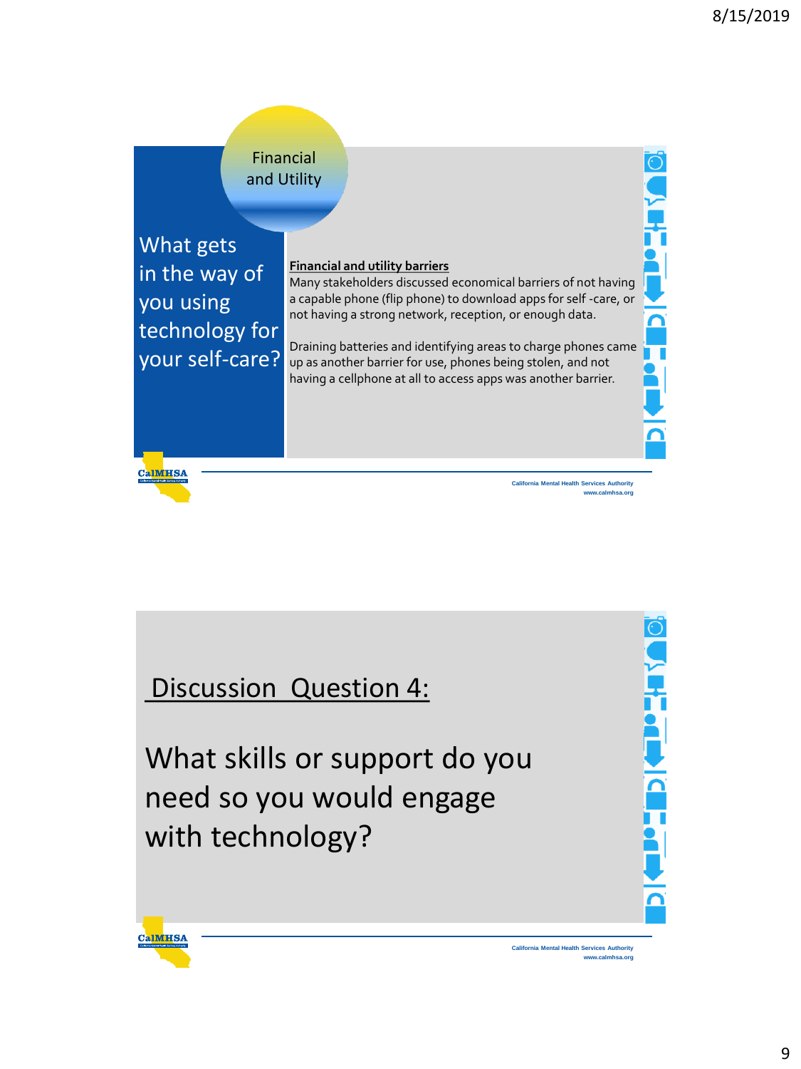## Financial and Utility

What gets in the way of you using technology for your self-care?

**Financial and utility barriers**

Many stakeholders discussed economical barriers of not having a capable phone (flip phone) to download apps for self -care, or not having a strong network, reception, or enough data.

Draining batteries and identifying areas to charge phones came up as another barrier for use, phones being stolen, and not having a cellphone at all to access apps was another barrier.

CalMHSA

California Mental Health Services Authority
www.calmhsa.org

## Discussion Question 4:

What skills or support do you need so you would engage with technology?

CalMHSA

California Mental Health Services Authority
www.calmhsa.org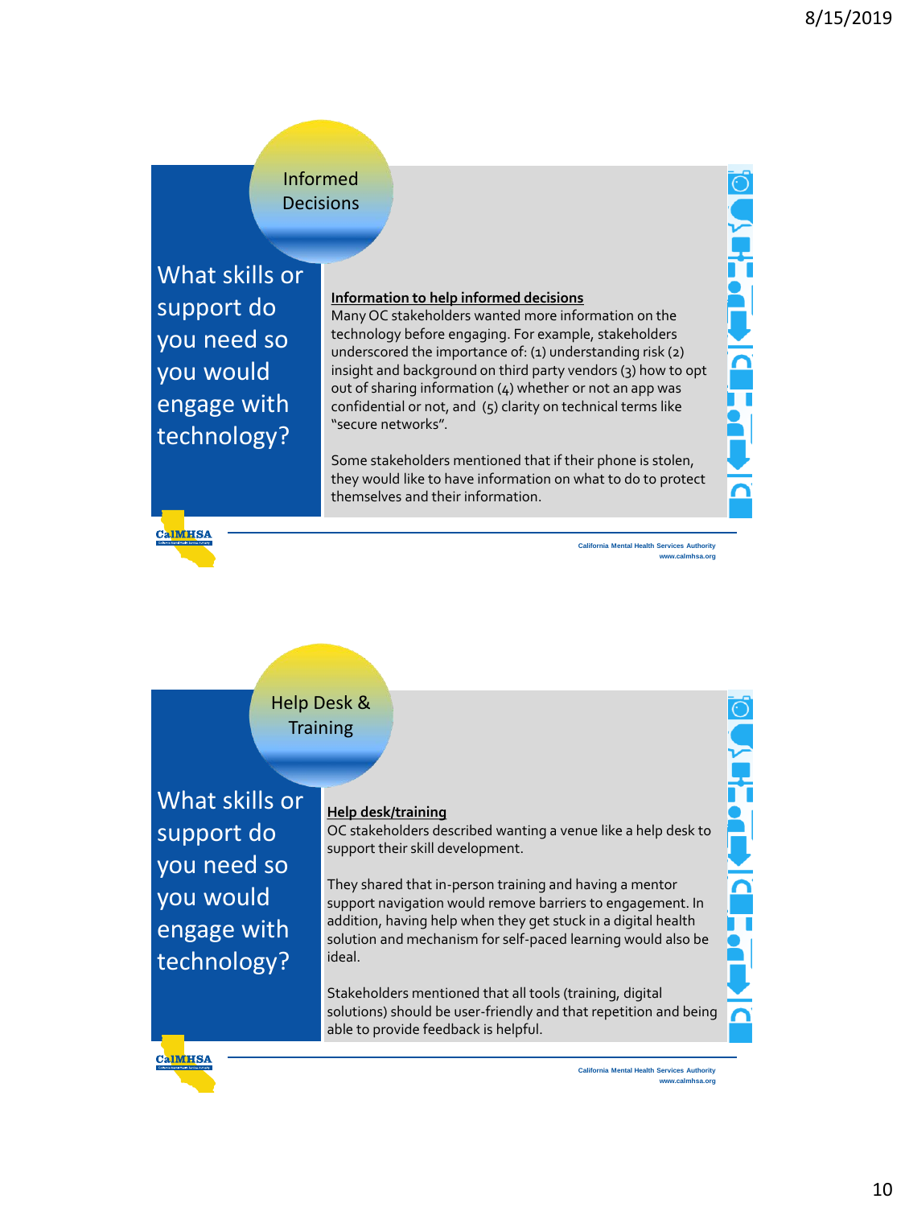## Informed Decisions

### What skills or support do you need so you would engage with technology?

**Information to help informed decisions**

Many OC stakeholders wanted more information on the technology before engaging. For example, stakeholders underscored the importance of: (1) understanding risk (2) insight and background on third party vendors (3) how to opt out of sharing information (4) whether or not an app was confidential or not, and (5) clarity on technical terms like "secure networks".

Some stakeholders mentioned that if their phone is stolen, they would like to have information on what to do to protect themselves and their information.

CalMHSA

California Mental Health Services Authority
www.calmhsa.org

## Help Desk & Training

### What skills or support do you need so you would engage with technology?

**Help desk/training**

OC stakeholders described wanting a venue like a help desk to support their skill development.

They shared that in-person training and having a mentor support navigation would remove barriers to engagement. In addition, having help when they get stuck in a digital health solution and mechanism for self-paced learning would also be ideal.

Stakeholders mentioned that all tools (training, digital solutions) should be user-friendly and that repetition and being able to provide feedback is helpful.

CalMHSA

California Mental Health Services Authority
www.calmhsa.org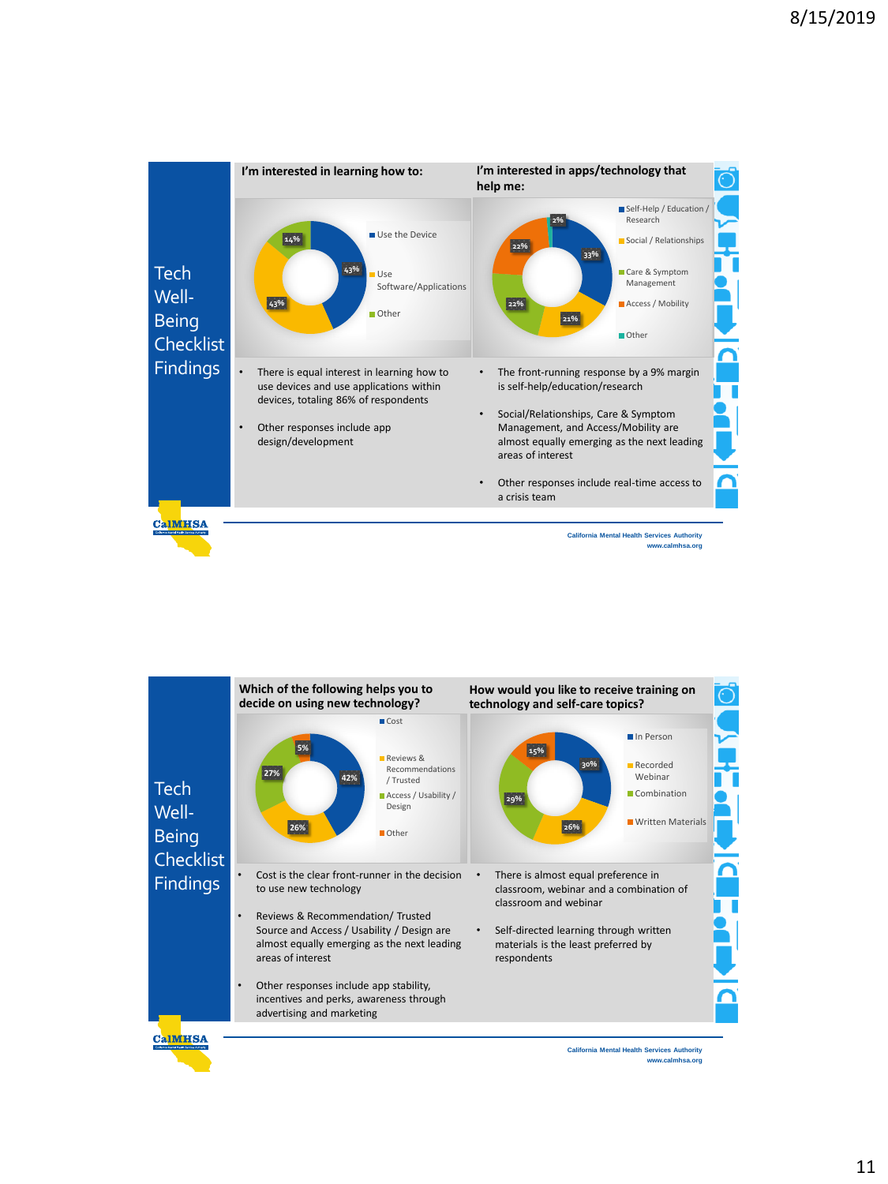## Tech Well-Being Checklist Findings

### I'm interested in learning how to:

| Response | Percentage |
|---|---|
| Use the Device | 43% |
| Use Software/Applications | 43% |
| Other | 14% |

- There is equal interest in learning how to use devices and use applications within devices, totaling 86% of respondents
- Other responses include app design/development

### I'm interested in apps/technology that help me:

| Response | Percentage |
|---|---|
| Self-Help / Education / Research | 33% |
| Social / Relationships | 21% |
| Care & Symptom Management | 22% |
| Access / Mobility | 22% |
| Other | 2% |

- The front-running response by a 9% margin is self-help/education/research
- Social/Relationships, Care & Symptom Management, and Access/Mobility are almost equally emerging as the next leading areas of interest
- Other responses include real-time access to a crisis team

California Mental Health Services Authority
www.calmhsa.org

## Tech Well-Being Checklist Findings

### Which of the following helps you to decide on using new technology?

| Response | Percentage |
|---|---|
| Cost | 42% |
| Reviews & Recommendations / Trusted | 26% |
| Access / Usability / Design | 27% |
| Other | 5% |

- Cost is the clear front-runner in the decision to use new technology
- Reviews & Recommendation/ Trusted Source and Access / Usability / Design are almost equally emerging as the next leading areas of interest
- Other responses include app stability, incentives and perks, awareness through advertising and marketing

### How would you like to receive training on technology and self-care topics?

| Response | Percentage |
|---|---|
| In Person | 30% |
| Recorded Webinar | 26% |
| Combination | 29% |
| Written Materials | 15% |

- There is almost equal preference in classroom, webinar and a combination of classroom and webinar
- Self-directed learning through written materials is the least preferred by respondents

California Mental Health Services Authority
www.calmhsa.org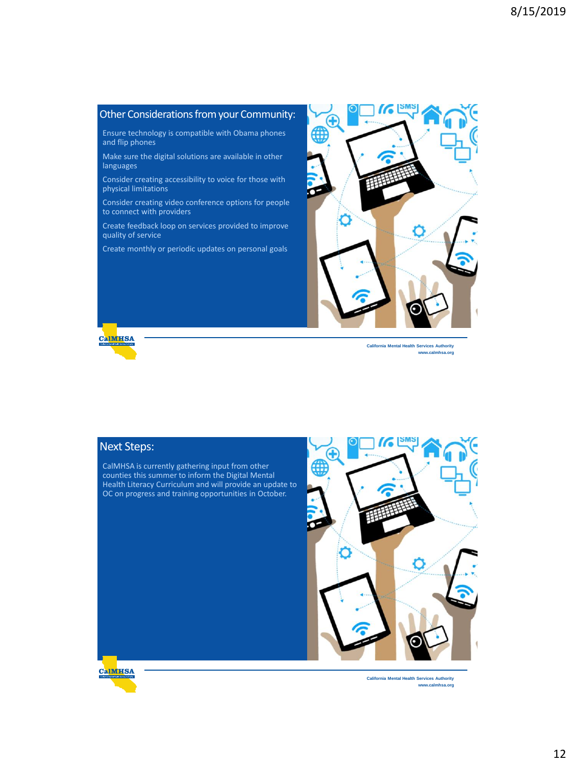## Other Considerations from your Community:

- Ensure technology is compatible with Obama phones and flip phones
- Make sure the digital solutions are available in other languages
- Consider creating accessibility to voice for those with physical limitations
- Consider creating video conference options for people to connect with providers
- Create feedback loop on services provided to improve quality of service
- Create monthly or periodic updates on personal goals

California Mental Health Services Authority
www.calmhsa.org

## Next Steps:

CalMHSA is currently gathering input from other counties this summer to inform the Digital Mental Health Literacy Curriculum and will provide an update to OC on progress and training opportunities in October.

California Mental Health Services Authority
www.calmhsa.org